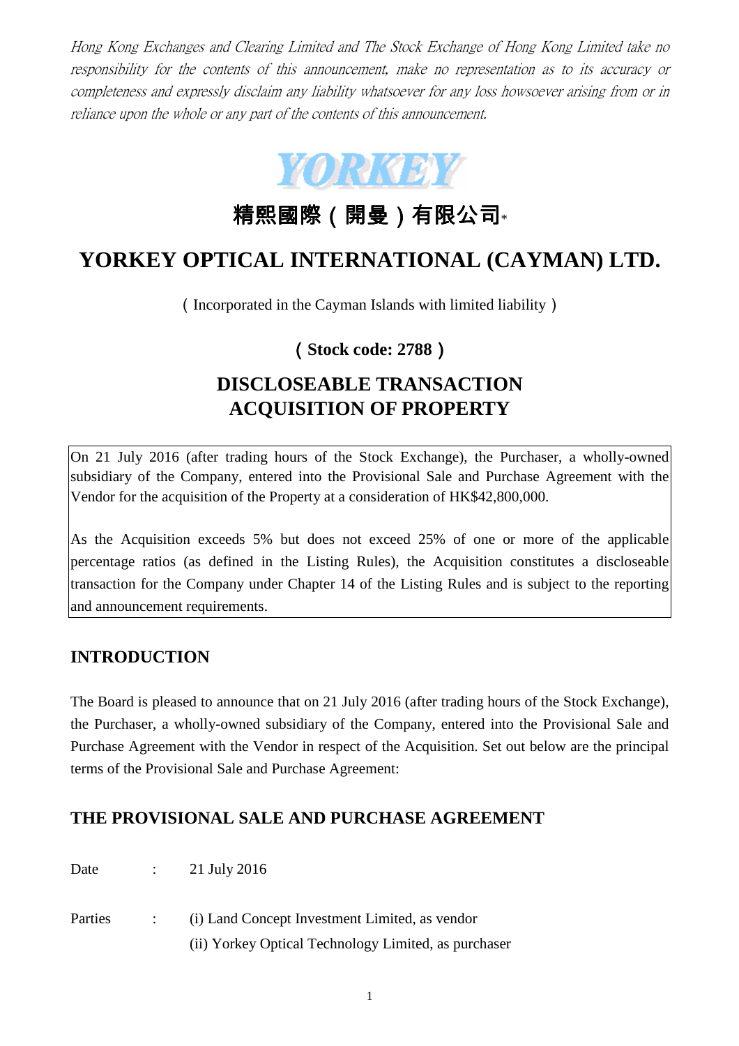*Hong Kong Exchanges and Clearing Limited and The Stock Exchange of Hong Kong Limited take no responsibility for the contents of this announcement, make no representation as to its accuracy or completeness and expressly disclaim any liability whatsoever for any loss howsoever arising from or in reliance upon the whole or any part of the contents of this announcement.*

YORKEY

# 精熙國際（開曼）有限公司*

# YORKEY OPTICAL INTERNATIONAL (CAYMAN) LTD.

（Incorporated in the Cayman Islands with limited liability）

**（Stock code: 2788）**

## DISCLOSEABLE TRANSACTION
## ACQUISITION OF PROPERTY

On 21 July 2016 (after trading hours of the Stock Exchange), the Purchaser, a wholly-owned subsidiary of the Company, entered into the Provisional Sale and Purchase Agreement with the Vendor for the acquisition of the Property at a consideration of HK$42,800,000.

As the Acquisition exceeds 5% but does not exceed 25% of one or more of the applicable percentage ratios (as defined in the Listing Rules), the Acquisition constitutes a discloseable transaction for the Company under Chapter 14 of the Listing Rules and is subject to the reporting and announcement requirements.

### INTRODUCTION

The Board is pleased to announce that on 21 July 2016 (after trading hours of the Stock Exchange), the Purchaser, a wholly-owned subsidiary of the Company, entered into the Provisional Sale and Purchase Agreement with the Vendor in respect of the Acquisition. Set out below are the principal terms of the Provisional Sale and Purchase Agreement:

### THE PROVISIONAL SALE AND PURCHASE AGREEMENT

Date : 21 July 2016

Parties : (i) Land Concept Investment Limited, as vendor
(ii) Yorkey Optical Technology Limited, as purchaser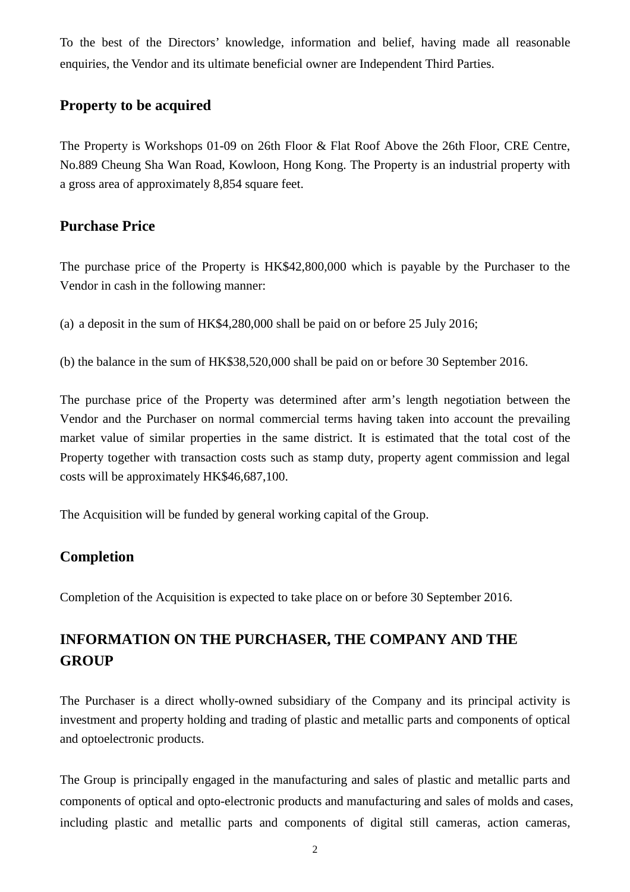To the best of the Directors' knowledge, information and belief, having made all reasonable enquiries, the Vendor and its ultimate beneficial owner are Independent Third Parties.

## Property to be acquired

The Property is Workshops 01-09 on 26th Floor & Flat Roof Above the 26th Floor, CRE Centre, No.889 Cheung Sha Wan Road, Kowloon, Hong Kong. The Property is an industrial property with a gross area of approximately 8,854 square feet.

## Purchase Price

The purchase price of the Property is HK$42,800,000 which is payable by the Purchaser to the Vendor in cash in the following manner:

(a) a deposit in the sum of HK$4,280,000 shall be paid on or before 25 July 2016;

(b) the balance in the sum of HK$38,520,000 shall be paid on or before 30 September 2016.

The purchase price of the Property was determined after arm's length negotiation between the Vendor and the Purchaser on normal commercial terms having taken into account the prevailing market value of similar properties in the same district. It is estimated that the total cost of the Property together with transaction costs such as stamp duty, property agent commission and legal costs will be approximately HK$46,687,100.

The Acquisition will be funded by general working capital of the Group.

## Completion

Completion of the Acquisition is expected to take place on or before 30 September 2016.

# INFORMATION ON THE PURCHASER, THE COMPANY AND THE GROUP

The Purchaser is a direct wholly-owned subsidiary of the Company and its principal activity is investment and property holding and trading of plastic and metallic parts and components of optical and optoelectronic products.

The Group is principally engaged in the manufacturing and sales of plastic and metallic parts and components of optical and opto-electronic products and manufacturing and sales of molds and cases, including plastic and metallic parts and components of digital still cameras, action cameras,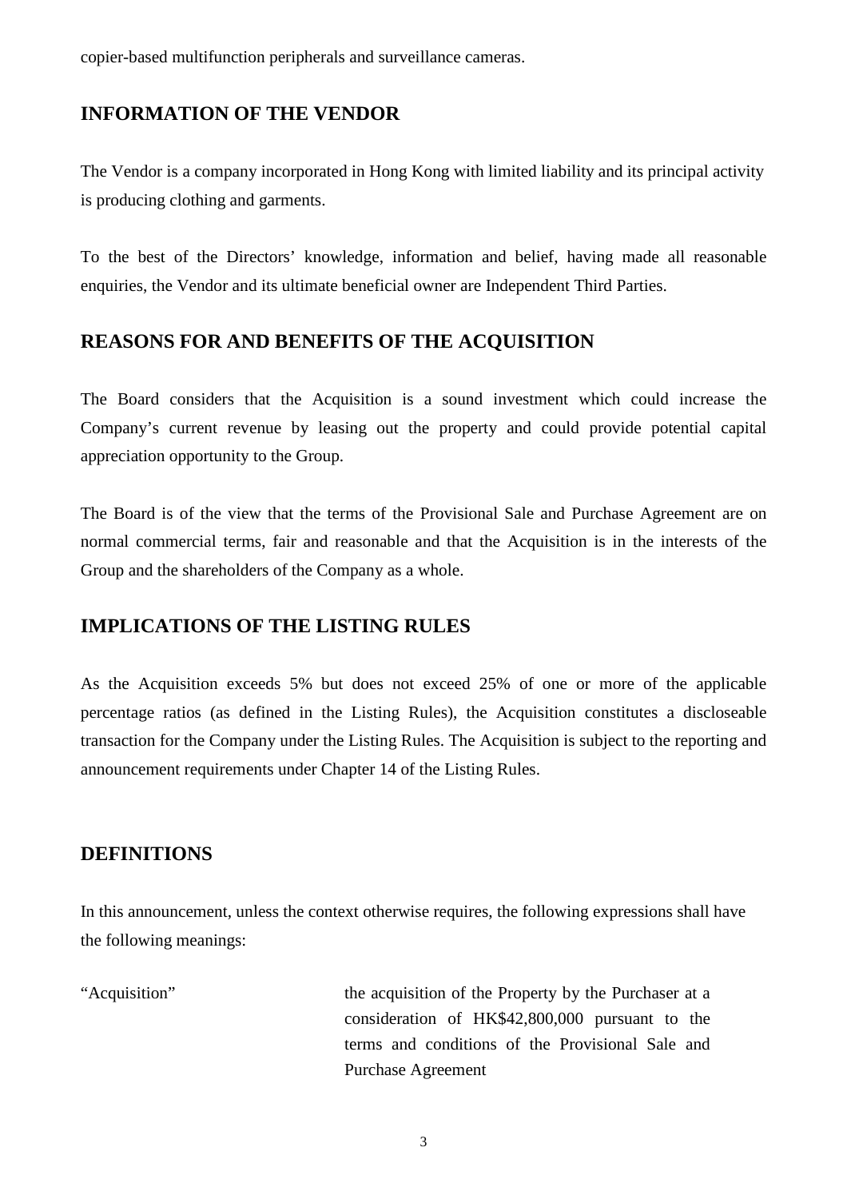copier-based multifunction peripherals and surveillance cameras.

## INFORMATION OF THE VENDOR

The Vendor is a company incorporated in Hong Kong with limited liability and its principal activity is producing clothing and garments.

To the best of the Directors' knowledge, information and belief, having made all reasonable enquiries, the Vendor and its ultimate beneficial owner are Independent Third Parties.

## REASONS FOR AND BENEFITS OF THE ACQUISITION

The Board considers that the Acquisition is a sound investment which could increase the Company's current revenue by leasing out the property and could provide potential capital appreciation opportunity to the Group.

The Board is of the view that the terms of the Provisional Sale and Purchase Agreement are on normal commercial terms, fair and reasonable and that the Acquisition is in the interests of the Group and the shareholders of the Company as a whole.

## IMPLICATIONS OF THE LISTING RULES

As the Acquisition exceeds 5% but does not exceed 25% of one or more of the applicable percentage ratios (as defined in the Listing Rules), the Acquisition constitutes a discloseable transaction for the Company under the Listing Rules. The Acquisition is subject to the reporting and announcement requirements under Chapter 14 of the Listing Rules.

## DEFINITIONS

In this announcement, unless the context otherwise requires, the following expressions shall have the following meanings:

| | |
|---|---|
| "Acquisition" | the acquisition of the Property by the Purchaser at a consideration of HK$42,800,000 pursuant to the terms and conditions of the Provisional Sale and Purchase Agreement |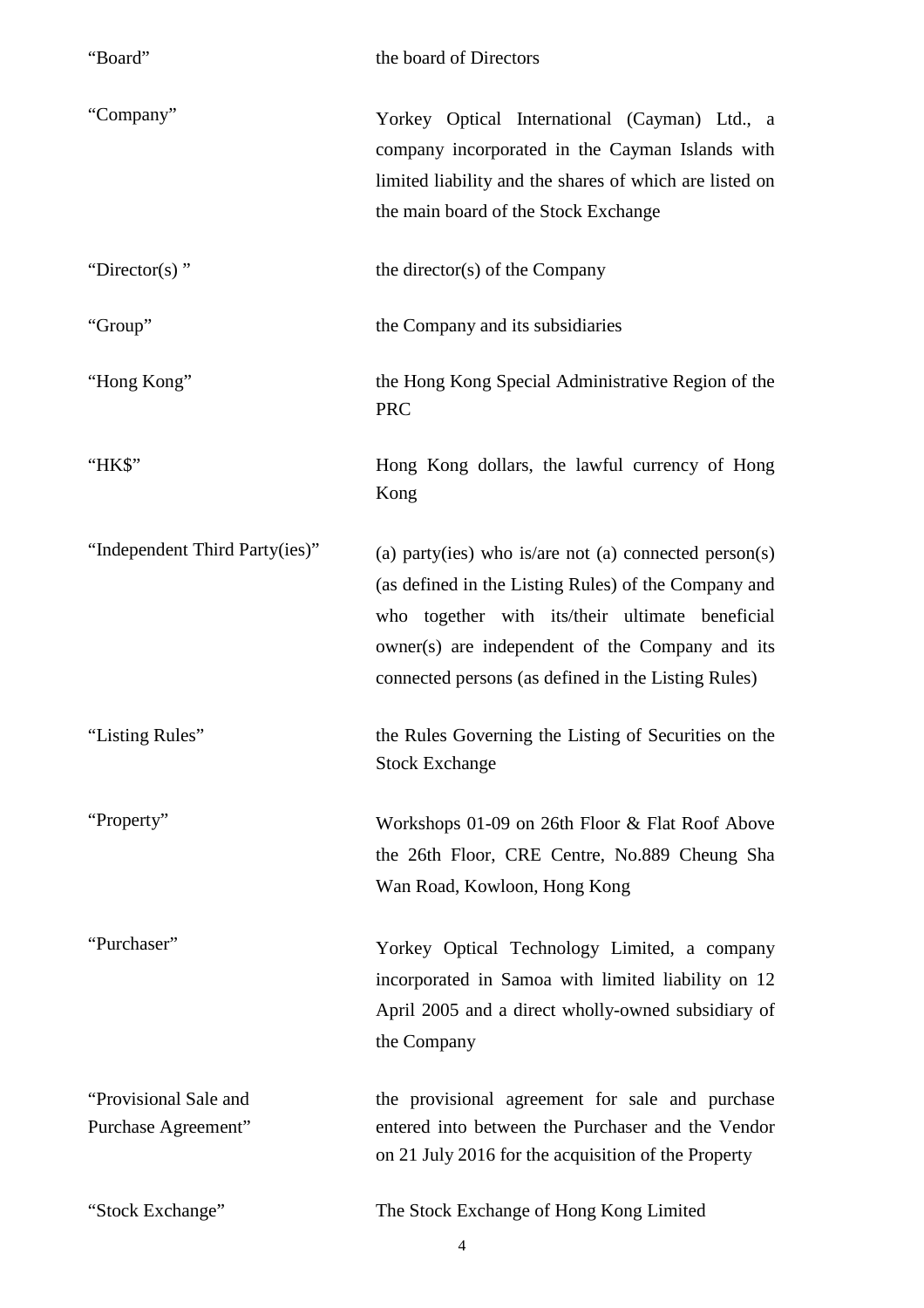| | |
|---|---|
| "Board" | the board of Directors |
| "Company" | Yorkey Optical International (Cayman) Ltd., a company incorporated in the Cayman Islands with limited liability and the shares of which are listed on the main board of the Stock Exchange |
| "Director(s) " | the director(s) of the Company |
| "Group" | the Company and its subsidiaries |
| "Hong Kong" | the Hong Kong Special Administrative Region of the PRC |
| "HK$" | Hong Kong dollars, the lawful currency of Hong Kong |
| "Independent Third Party(ies)" | (a) party(ies) who is/are not (a) connected person(s) (as defined in the Listing Rules) of the Company and who together with its/their ultimate beneficial owner(s) are independent of the Company and its connected persons (as defined in the Listing Rules) |
| "Listing Rules" | the Rules Governing the Listing of Securities on the Stock Exchange |
| "Property" | Workshops 01-09 on 26th Floor & Flat Roof Above the 26th Floor, CRE Centre, No.889 Cheung Sha Wan Road, Kowloon, Hong Kong |
| "Purchaser" | Yorkey Optical Technology Limited, a company incorporated in Samoa with limited liability on 12 April 2005 and a direct wholly-owned subsidiary of the Company |
| "Provisional Sale and Purchase Agreement" | the provisional agreement for sale and purchase entered into between the Purchaser and the Vendor on 21 July 2016 for the acquisition of the Property |
| "Stock Exchange" | The Stock Exchange of Hong Kong Limited |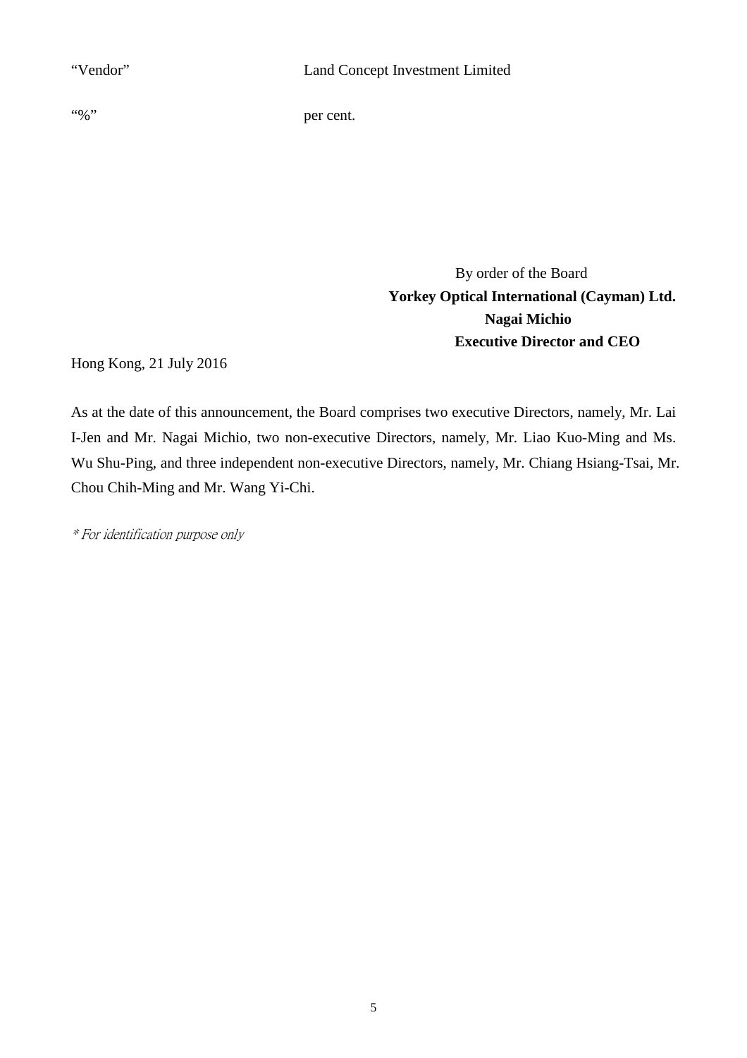| | |
|---|---|
| "Vendor" | Land Concept Investment Limited |
| "%" | per cent. |

By order of the Board
**Yorkey Optical International (Cayman) Ltd.**
**Nagai Michio**
**Executive Director and CEO**

Hong Kong, 21 July 2016

As at the date of this announcement, the Board comprises two executive Directors, namely, Mr. Lai I-Jen and Mr. Nagai Michio, two non-executive Directors, namely, Mr. Liao Kuo-Ming and Ms. Wu Shu-Ping, and three independent non-executive Directors, namely, Mr. Chiang Hsiang-Tsai, Mr. Chou Chih-Ming and Mr. Wang Yi-Chi.

*\* For identification purpose only*